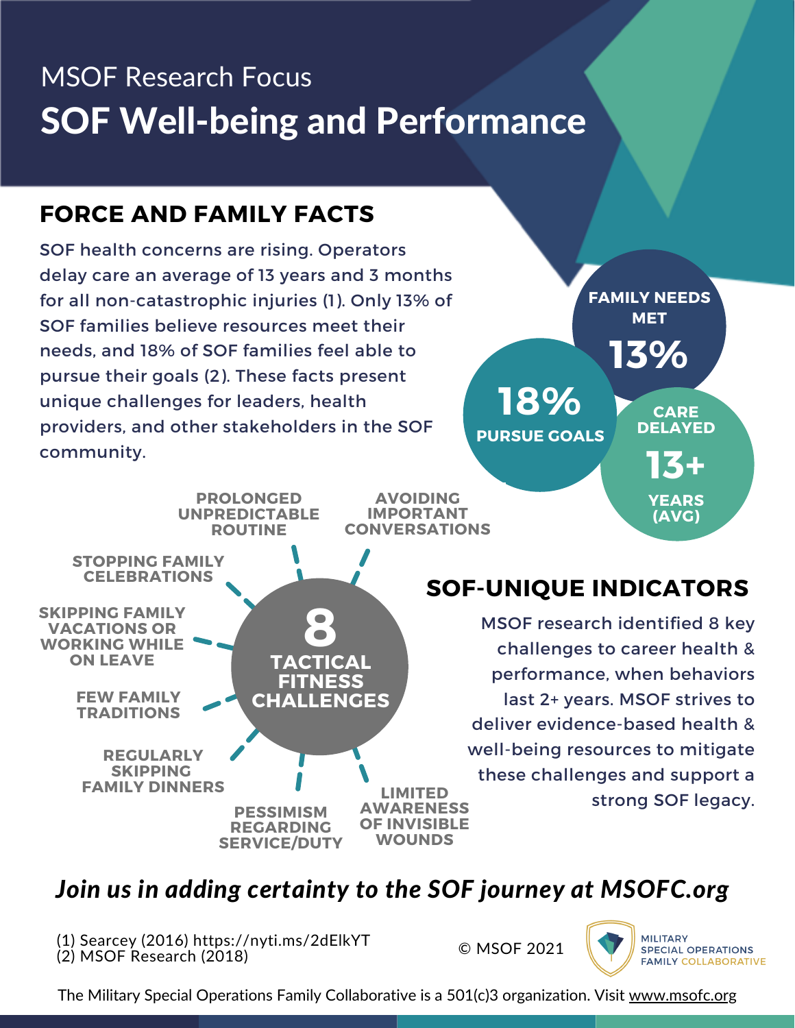MSOF Research Focus

# SOF Well-being and Performance

## FORCE AND FAMILY FACTS

SOF health concerns are rising. Operators delay care an average of 13 years and 3 months for all non-catastrophic injuries (1). Only 13% of SOF families believe resources meet their needs, and 18% of SOF families feel able to pursue their goals (2). These facts present unique challenges for leaders, health providers, and other stakeholders in the SOF community.

**FAMILY NEEDS MET**
**13%**

**18%**
**PURSUE GOALS**

**CARE DELAYED**
**13+**
**YEARS (AVG)**

**8 TACTICAL FITNESS CHALLENGES**

- PROLONGED UNPREDICTABLE ROUTINE
- AVOIDING IMPORTANT CONVERSATIONS
- STOPPING FAMILY CELEBRATIONS
- SKIPPING FAMILY VACATIONS OR WORKING WHILE ON LEAVE
- FEW FAMILY TRADITIONS
- REGULARLY SKIPPING FAMILY DINNERS
- PESSIMISM REGARDING SERVICE/DUTY
- LIMITED AWARENESS OF INVISIBLE WOUNDS

## SOF-UNIQUE INDICATORS

MSOF research identified 8 key challenges to career health & performance, when behaviors last 2+ years. MSOF strives to deliver evidence-based health & well-being resources to mitigate these challenges and support a strong SOF legacy.

***Join us in adding certainty to the SOF journey at MSOFC.org***

(1) Searcey (2016) https://nyti.ms/2dElkYT
(2) MSOF Research (2018)

© MSOF 2021

MILITARY SPECIAL OPERATIONS FAMILY COLLABORATIVE

The Military Special Operations Family Collaborative is a 501(c)3 organization. Visit www.msofc.org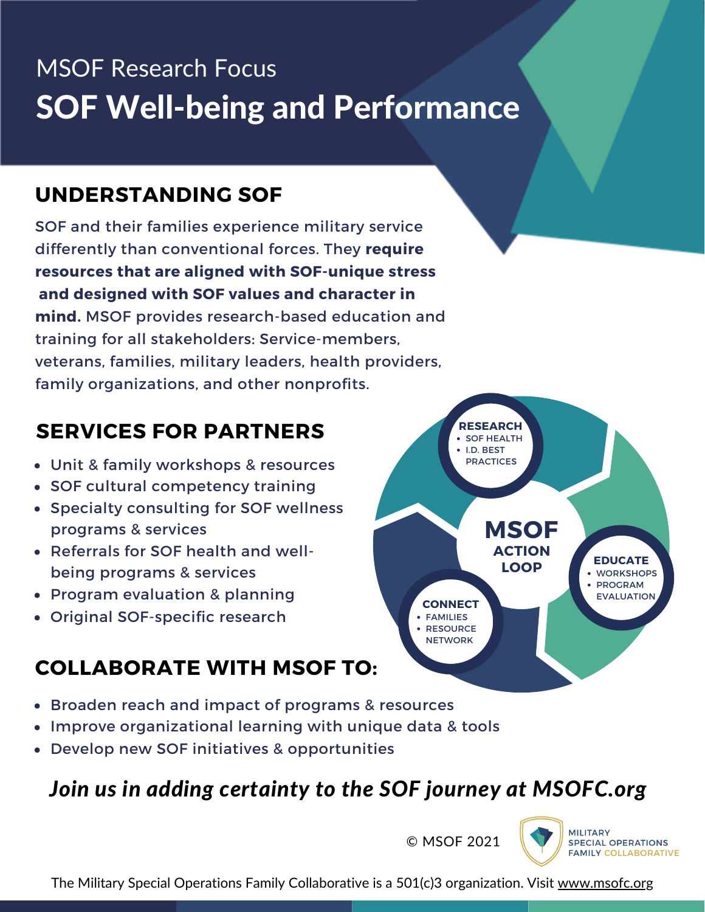MSOF Research Focus

# SOF Well-being and Performance

## UNDERSTANDING SOF

SOF and their families experience military service differently than conventional forces. They **require resources that are aligned with SOF-unique stress and designed with SOF values and character in mind.** MSOF provides research-based education and training for all stakeholders: Service-members, veterans, families, military leaders, health providers, family organizations, and other nonprofits.

## SERVICES FOR PARTNERS

- Unit & family workshops & resources
- SOF cultural competency training
- Specialty consulting for SOF wellness programs & services
- Referrals for SOF health and well-being programs & services
- Program evaluation & planning
- Original SOF-specific research

MSOF ACTION LOOP

RESEARCH
- SOF HEALTH
- I.D. BEST PRACTICES

EDUCATE
- WORKSHOPS
- PROGRAM EVALUATION

CONNECT
- FAMILIES
- RESOURCE NETWORK

## COLLABORATE WITH MSOF TO:

- Broaden reach and impact of programs & resources
- Improve organizational learning with unique data & tools
- Develop new SOF initiatives & opportunities

***Join us in adding certainty to the SOF journey at MSOFC.org***

© MSOF 2021

MILITARY SPECIAL OPERATIONS FAMILY COLLABORATIVE

The Military Special Operations Family Collaborative is a 501(c)3 organization. Visit www.msofc.org